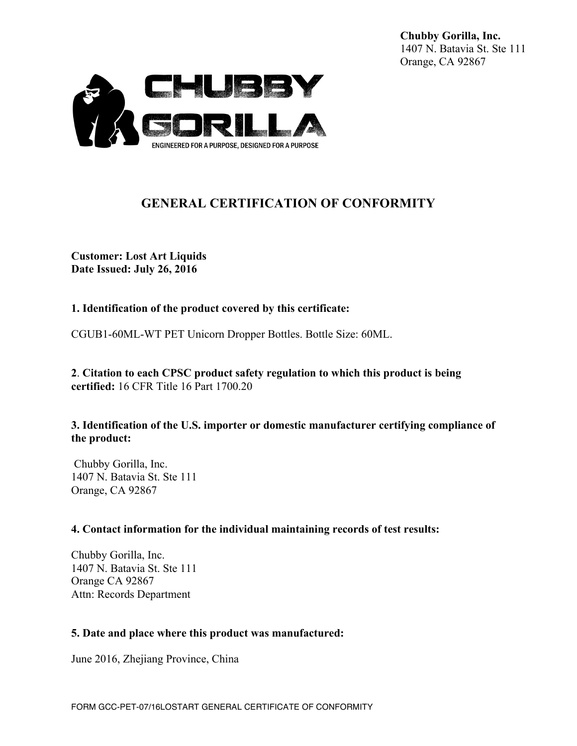**Chubby Gorilla, Inc.**
1407 N. Batavia St. Ste 111
Orange, CA 92867

CHUBBY GORILLA
ENGINEERED FOR A PURPOSE, DESIGNED FOR A PURPOSE

# GENERAL CERTIFICATION OF CONFORMITY

**Customer: Lost Art Liquids**
**Date Issued: July 26, 2016**

**1. Identification of the product covered by this certificate:**

CGUB1-60ML-WT PET Unicorn Dropper Bottles. Bottle Size: 60ML.

**2**. **Citation to each CPSC product safety regulation to which this product is being certified:** 16 CFR Title 16 Part 1700.20

**3. Identification of the U.S. importer or domestic manufacturer certifying compliance of the product:**

Chubby Gorilla, Inc.
1407 N. Batavia St. Ste 111
Orange, CA 92867

**4. Contact information for the individual maintaining records of test results:**

Chubby Gorilla, Inc.
1407 N. Batavia St. Ste 111
Orange CA 92867
Attn: Records Department

**5. Date and place where this product was manufactured:**

June 2016, Zhejiang Province, China

FORM GCC-PET-07/16LOSTART GENERAL CERTIFICATE OF CONFORMITY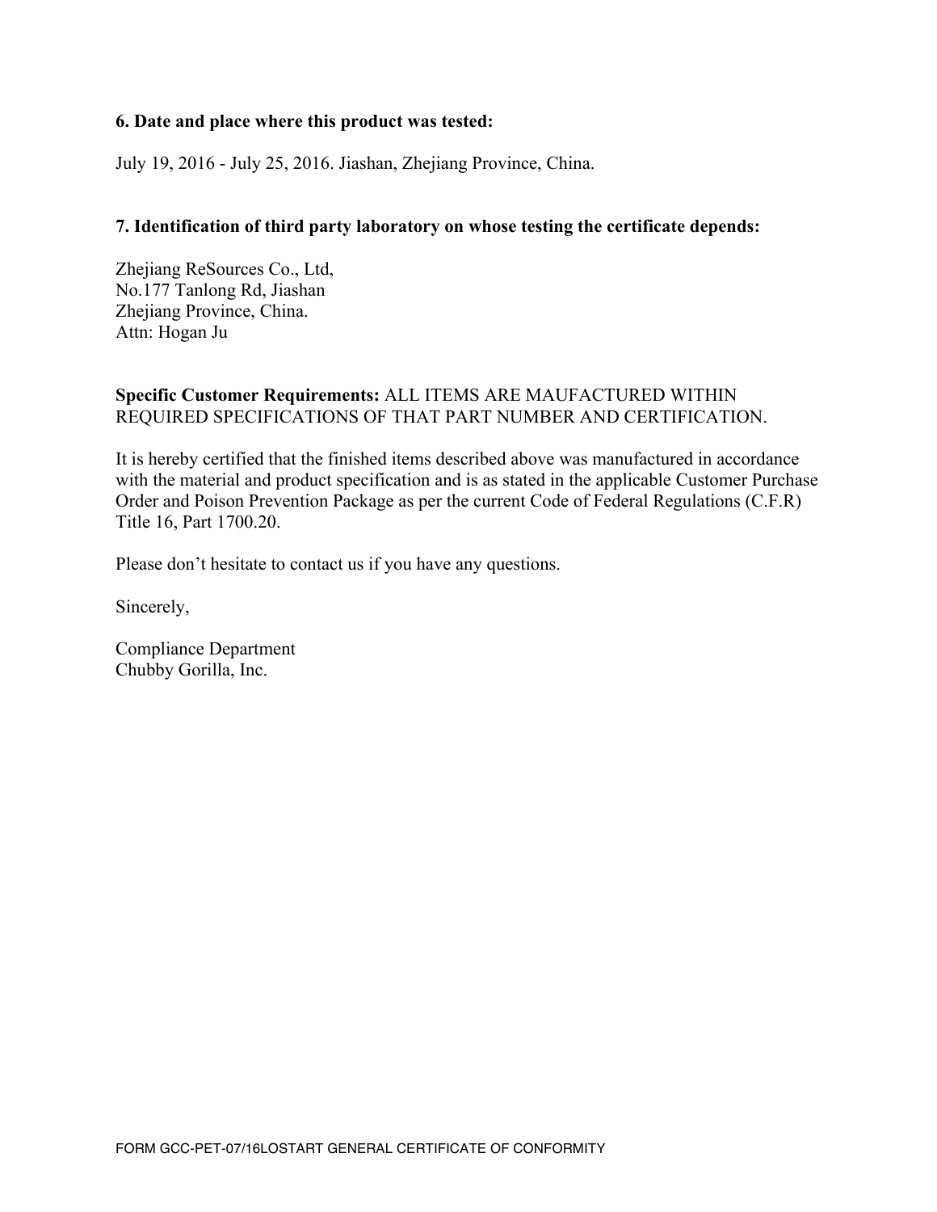**6. Date and place where this product was tested:**

July 19, 2016 - July 25, 2016. Jiashan, Zhejiang Province, China.

**7. Identification of third party laboratory on whose testing the certificate depends:**

Zhejiang ReSources Co., Ltd,
No.177 Tanlong Rd, Jiashan
Zhejiang Province, China.
Attn: Hogan Ju

**Specific Customer Requirements:** ALL ITEMS ARE MAUFACTURED WITHIN REQUIRED SPECIFICATIONS OF THAT PART NUMBER AND CERTIFICATION.

It is hereby certified that the finished items described above was manufactured in accordance with the material and product specification and is as stated in the applicable Customer Purchase Order and Poison Prevention Package as per the current Code of Federal Regulations (C.F.R) Title 16, Part 1700.20.

Please don't hesitate to contact us if you have any questions.

Sincerely,

Compliance Department
Chubby Gorilla, Inc.

FORM GCC-PET-07/16LOSTART GENERAL CERTIFICATE OF CONFORMITY